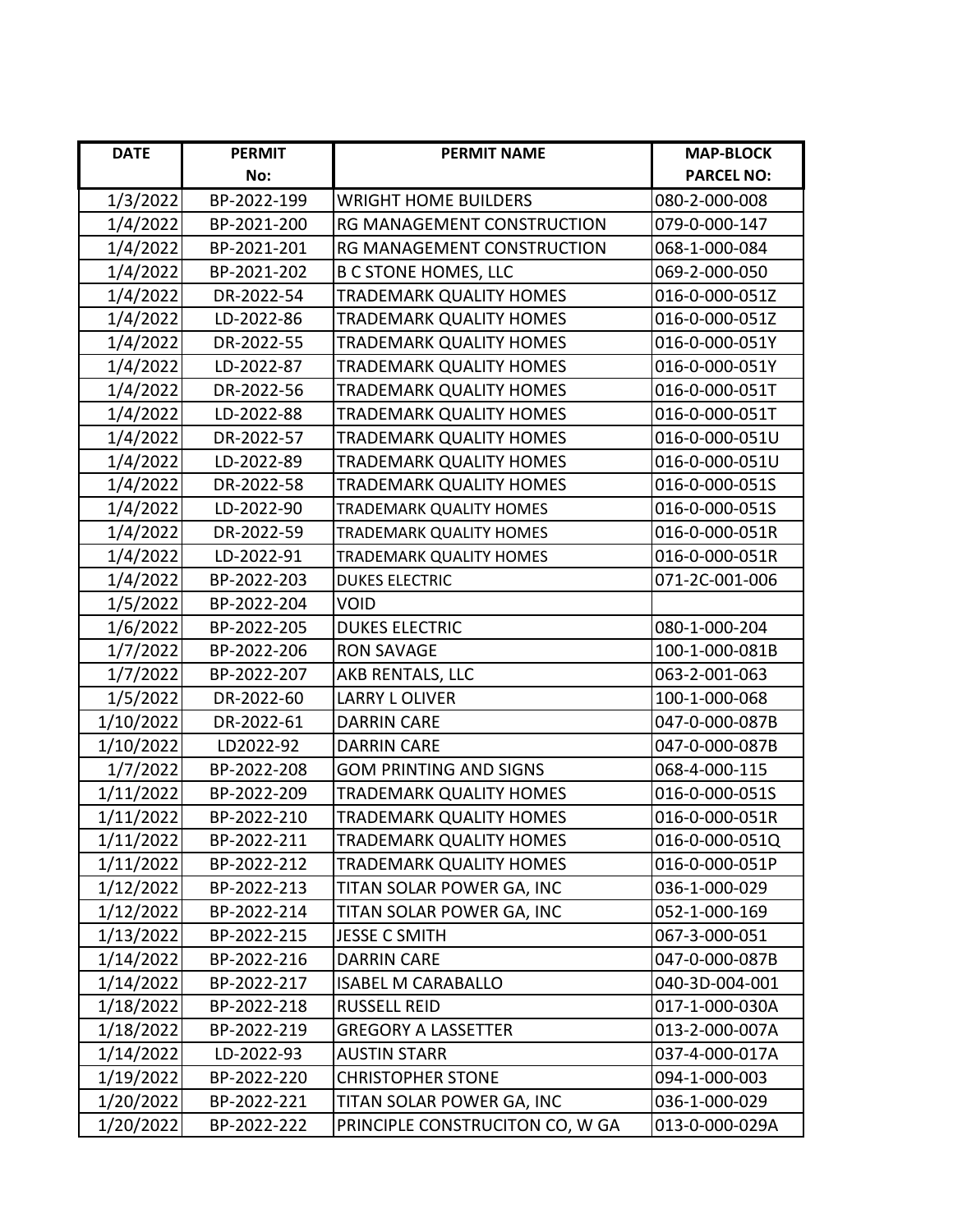| DATE | PERMIT No: | PERMIT NAME | MAP-BLOCK PARCEL NO: |
|---|---|---|---|
| 1/3/2022 | BP-2022-199 | WRIGHT HOME BUILDERS | 080-2-000-008 |
| 1/4/2022 | BP-2021-200 | RG MANAGEMENT CONSTRUCTION | 079-0-000-147 |
| 1/4/2022 | BP-2021-201 | RG MANAGEMENT CONSTRUCTION | 068-1-000-084 |
| 1/4/2022 | BP-2021-202 | B C STONE HOMES, LLC | 069-2-000-050 |
| 1/4/2022 | DR-2022-54 | TRADEMARK QUALITY HOMES | 016-0-000-051Z |
| 1/4/2022 | LD-2022-86 | TRADEMARK QUALITY HOMES | 016-0-000-051Z |
| 1/4/2022 | DR-2022-55 | TRADEMARK QUALITY HOMES | 016-0-000-051Y |
| 1/4/2022 | LD-2022-87 | TRADEMARK QUALITY HOMES | 016-0-000-051Y |
| 1/4/2022 | DR-2022-56 | TRADEMARK QUALITY HOMES | 016-0-000-051T |
| 1/4/2022 | LD-2022-88 | TRADEMARK QUALITY HOMES | 016-0-000-051T |
| 1/4/2022 | DR-2022-57 | TRADEMARK QUALITY HOMES | 016-0-000-051U |
| 1/4/2022 | LD-2022-89 | TRADEMARK QUALITY HOMES | 016-0-000-051U |
| 1/4/2022 | DR-2022-58 | TRADEMARK QUALITY HOMES | 016-0-000-051S |
| 1/4/2022 | LD-2022-90 | TRADEMARK QUALITY HOMES | 016-0-000-051S |
| 1/4/2022 | DR-2022-59 | TRADEMARK QUALITY HOMES | 016-0-000-051R |
| 1/4/2022 | LD-2022-91 | TRADEMARK QUALITY HOMES | 016-0-000-051R |
| 1/4/2022 | BP-2022-203 | DUKES ELECTRIC | 071-2C-001-006 |
| 1/5/2022 | BP-2022-204 | VOID | |
| 1/6/2022 | BP-2022-205 | DUKES ELECTRIC | 080-1-000-204 |
| 1/7/2022 | BP-2022-206 | RON SAVAGE | 100-1-000-081B |
| 1/7/2022 | BP-2022-207 | AKB RENTALS, LLC | 063-2-001-063 |
| 1/5/2022 | DR-2022-60 | LARRY L OLIVER | 100-1-000-068 |
| 1/10/2022 | DR-2022-61 | DARRIN CARE | 047-0-000-087B |
| 1/10/2022 | LD2022-92 | DARRIN CARE | 047-0-000-087B |
| 1/7/2022 | BP-2022-208 | GOM PRINTING AND SIGNS | 068-4-000-115 |
| 1/11/2022 | BP-2022-209 | TRADEMARK QUALITY HOMES | 016-0-000-051S |
| 1/11/2022 | BP-2022-210 | TRADEMARK QUALITY HOMES | 016-0-000-051R |
| 1/11/2022 | BP-2022-211 | TRADEMARK QUALITY HOMES | 016-0-000-051Q |
| 1/11/2022 | BP-2022-212 | TRADEMARK QUALITY HOMES | 016-0-000-051P |
| 1/12/2022 | BP-2022-213 | TITAN SOLAR POWER GA, INC | 036-1-000-029 |
| 1/12/2022 | BP-2022-214 | TITAN SOLAR POWER GA, INC | 052-1-000-169 |
| 1/13/2022 | BP-2022-215 | JESSE C SMITH | 067-3-000-051 |
| 1/14/2022 | BP-2022-216 | DARRIN CARE | 047-0-000-087B |
| 1/14/2022 | BP-2022-217 | ISABEL M CARABALLO | 040-3D-004-001 |
| 1/18/2022 | BP-2022-218 | RUSSELL REID | 017-1-000-030A |
| 1/18/2022 | BP-2022-219 | GREGORY A LASSETTER | 013-2-000-007A |
| 1/14/2022 | LD-2022-93 | AUSTIN STARR | 037-4-000-017A |
| 1/19/2022 | BP-2022-220 | CHRISTOPHER STONE | 094-1-000-003 |
| 1/20/2022 | BP-2022-221 | TITAN SOLAR POWER GA, INC | 036-1-000-029 |
| 1/20/2022 | BP-2022-222 | PRINCIPLE CONSTRUCITON CO, W GA | 013-0-000-029A |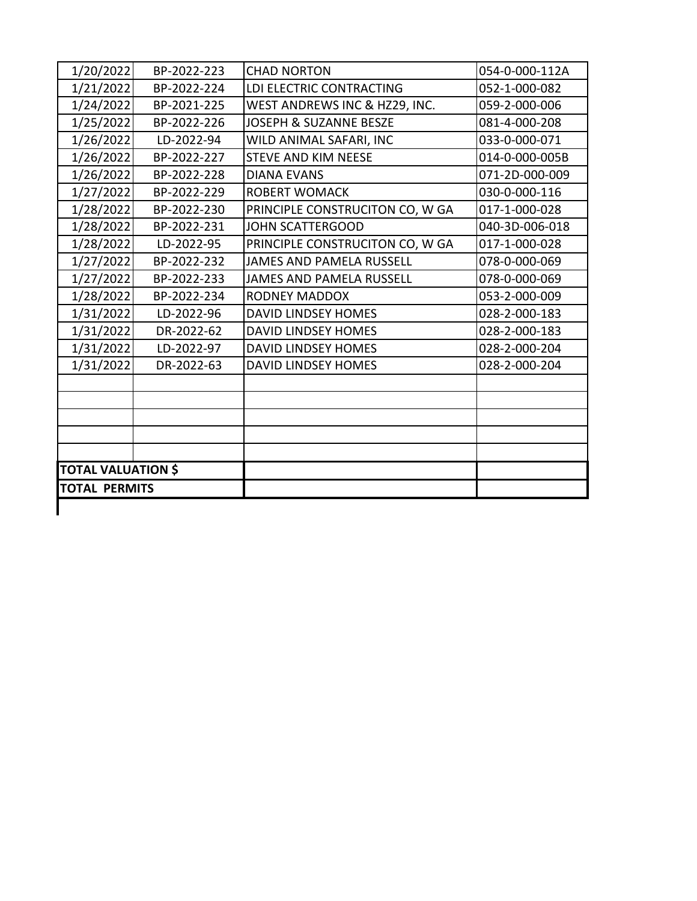| | | | |
|---|---|---|---|
| 1/20/2022 | BP-2022-223 | CHAD NORTON | 054-0-000-112A |
| 1/21/2022 | BP-2022-224 | LDI ELECTRIC CONTRACTING | 052-1-000-082 |
| 1/24/2022 | BP-2021-225 | WEST ANDREWS INC & HZ29, INC. | 059-2-000-006 |
| 1/25/2022 | BP-2022-226 | JOSEPH & SUZANNE BESZE | 081-4-000-208 |
| 1/26/2022 | LD-2022-94 | WILD ANIMAL SAFARI, INC | 033-0-000-071 |
| 1/26/2022 | BP-2022-227 | STEVE AND KIM NEESE | 014-0-000-005B |
| 1/26/2022 | BP-2022-228 | DIANA EVANS | 071-2D-000-009 |
| 1/27/2022 | BP-2022-229 | ROBERT WOMACK | 030-0-000-116 |
| 1/28/2022 | BP-2022-230 | PRINCIPLE CONSTRUCITON CO, W GA | 017-1-000-028 |
| 1/28/2022 | BP-2022-231 | JOHN SCATTERGOOD | 040-3D-006-018 |
| 1/28/2022 | LD-2022-95 | PRINCIPLE CONSTRUCITON CO, W GA | 017-1-000-028 |
| 1/27/2022 | BP-2022-232 | JAMES AND PAMELA RUSSELL | 078-0-000-069 |
| 1/27/2022 | BP-2022-233 | JAMES AND PAMELA RUSSELL | 078-0-000-069 |
| 1/28/2022 | BP-2022-234 | RODNEY MADDOX | 053-2-000-009 |
| 1/31/2022 | LD-2022-96 | DAVID LINDSEY HOMES | 028-2-000-183 |
| 1/31/2022 | DR-2022-62 | DAVID LINDSEY HOMES | 028-2-000-183 |
| 1/31/2022 | LD-2022-97 | DAVID LINDSEY HOMES | 028-2-000-204 |
| 1/31/2022 | DR-2022-63 | DAVID LINDSEY HOMES | 028-2-000-204 |
| | | | |
| | | | |
| | | | |
| | | | |
| | | | |
| **TOTAL VALUATION $** | | | |
| **TOTAL PERMITS** | | | |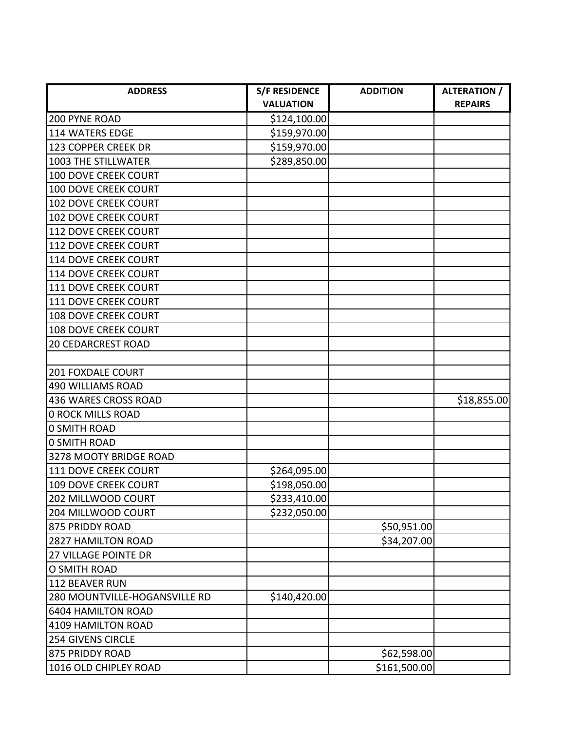| ADDRESS | S/F RESIDENCE VALUATION | ADDITION | ALTERATION / REPAIRS |
|---|---|---|---|
| 200 PYNE ROAD | $124,100.00 | | |
| 114 WATERS EDGE | $159,970.00 | | |
| 123 COPPER CREEK DR | $159,970.00 | | |
| 1003 THE STILLWATER | $289,850.00 | | |
| 100 DOVE CREEK COURT | | | |
| 100 DOVE CREEK COURT | | | |
| 102 DOVE CREEK COURT | | | |
| 102 DOVE CREEK COURT | | | |
| 112 DOVE CREEK COURT | | | |
| 112 DOVE CREEK COURT | | | |
| 114 DOVE CREEK COURT | | | |
| 114 DOVE CREEK COURT | | | |
| 111 DOVE CREEK COURT | | | |
| 111 DOVE CREEK COURT | | | |
| 108 DOVE CREEK COURT | | | |
| 108 DOVE CREEK COURT | | | |
| 20 CEDARCREST ROAD | | | |
| | | | |
| 201 FOXDALE COURT | | | |
| 490 WILLIAMS ROAD | | | |
| 436 WARES CROSS ROAD | | | $18,855.00 |
| 0 ROCK MILLS ROAD | | | |
| 0 SMITH ROAD | | | |
| 0 SMITH ROAD | | | |
| 3278 MOOTY BRIDGE ROAD | | | |
| 111 DOVE CREEK COURT | $264,095.00 | | |
| 109 DOVE CREEK COURT | $198,050.00 | | |
| 202 MILLWOOD COURT | $233,410.00 | | |
| 204 MILLWOOD COURT | $232,050.00 | | |
| 875 PRIDDY ROAD | | $50,951.00 | |
| 2827 HAMILTON ROAD | | $34,207.00 | |
| 27 VILLAGE POINTE DR | | | |
| O SMITH ROAD | | | |
| 112 BEAVER RUN | | | |
| 280 MOUNTVILLE-HOGANSVILLE RD | $140,420.00 | | |
| 6404 HAMILTON ROAD | | | |
| 4109 HAMILTON ROAD | | | |
| 254 GIVENS CIRCLE | | | |
| 875 PRIDDY ROAD | | $62,598.00 | |
| 1016 OLD CHIPLEY ROAD | | $161,500.00 | |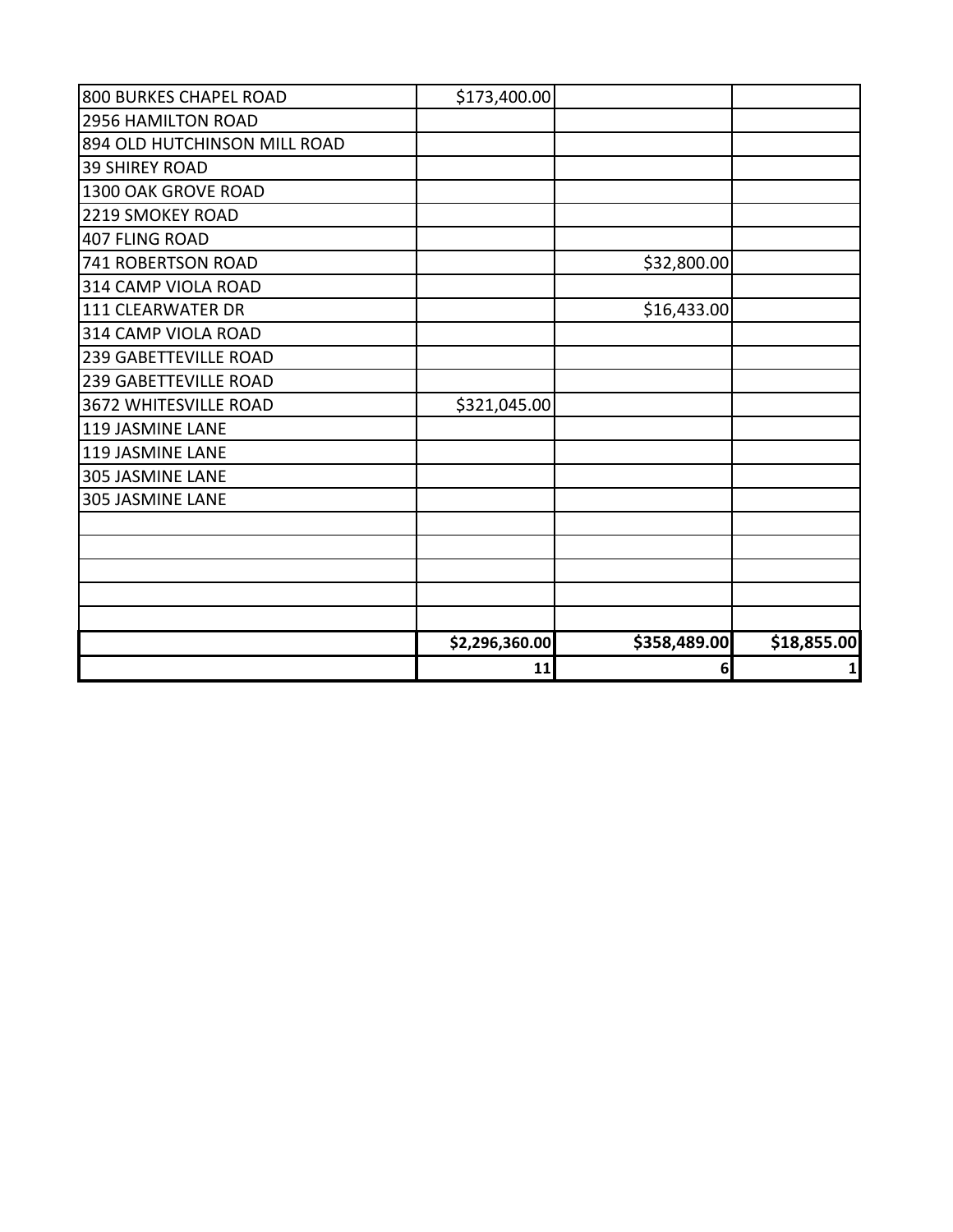| | | | |
|---|---|---|---|
| 800 BURKES CHAPEL ROAD | $173,400.00 | | |
| 2956 HAMILTON ROAD | | | |
| 894 OLD HUTCHINSON MILL ROAD | | | |
| 39 SHIREY ROAD | | | |
| 1300 OAK GROVE ROAD | | | |
| 2219 SMOKEY ROAD | | | |
| 407 FLING ROAD | | | |
| 741 ROBERTSON ROAD | | $32,800.00 | |
| 314 CAMP VIOLA ROAD | | | |
| 111 CLEARWATER DR | | $16,433.00 | |
| 314 CAMP VIOLA ROAD | | | |
| 239 GABETTEVILLE ROAD | | | |
| 239 GABETTEVILLE ROAD | | | |
| 3672 WHITESVILLE ROAD | $321,045.00 | | |
| 119 JASMINE LANE | | | |
| 119 JASMINE LANE | | | |
| 305 JASMINE LANE | | | |
| 305 JASMINE LANE | | | |
| | | | |
| | | | |
| | | | |
| | | | |
| | | | |
| | **$2,296,360.00** | **$358,489.00** | **$18,855.00** |
| | **11** | **6** | **1** |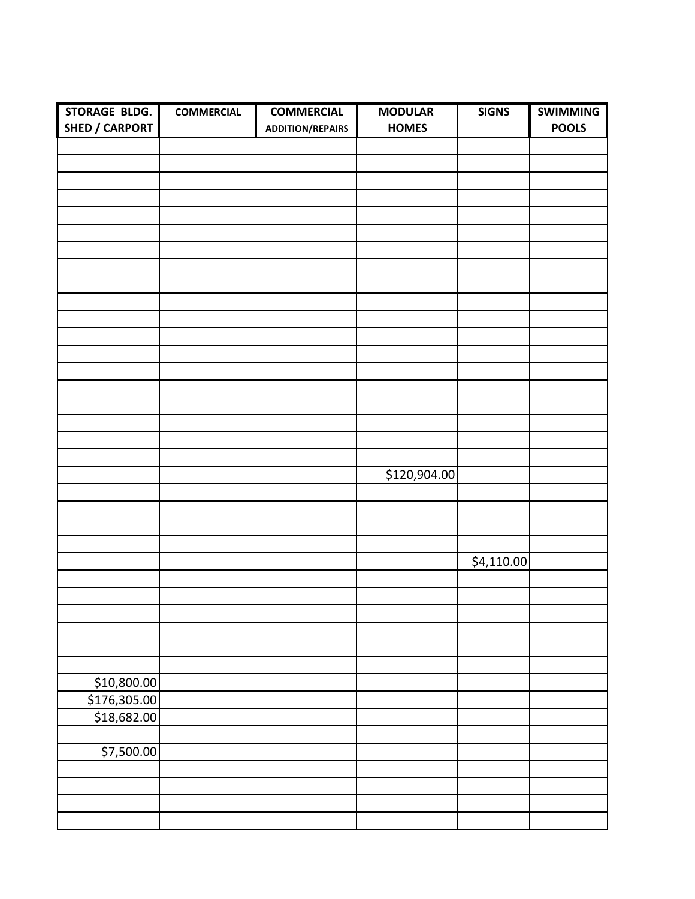| STORAGE BLDG. SHED / CARPORT | COMMERCIAL | COMMERCIAL ADDITION/REPAIRS | MODULAR HOMES | SIGNS | SWIMMING POOLS |
|---|---|---|---|---|---|
| | | | | | |
| | | | | | |
| | | | | | |
| | | | | | |
| | | | | | |
| | | | | | |
| | | | | | |
| | | | | | |
| | | | | | |
| | | | | | |
| | | | | | |
| | | | | | |
| | | | | | |
| | | | | | |
| | | | | | |
| | | | | | |
| | | | | | |
| | | | | | |
| | | | | | |
| | | | $120,904.00 | | |
| | | | | | |
| | | | | | |
| | | | | | |
| | | | | | |
| | | | | $4,110.00 | |
| | | | | | |
| | | | | | |
| | | | | | |
| | | | | | |
| | | | | | |
| | | | | | |
| $10,800.00 | | | | | |
| $176,305.00 | | | | | |
| $18,682.00 | | | | | |
| | | | | | |
| $7,500.00 | | | | | |
| | | | | | |
| | | | | | |
| | | | | | |
| | | | | | |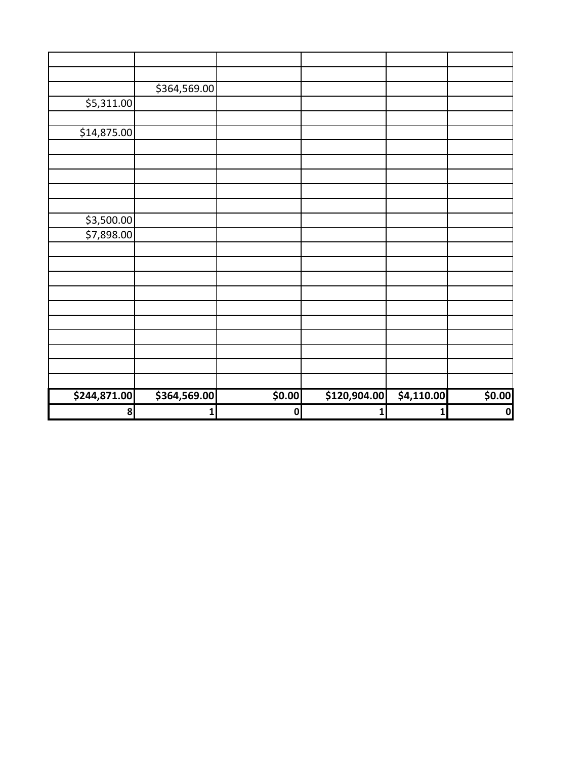| | | | | | |
|---|---|---|---|---|---|
| | | | | | |
| | $364,569.00 | | | | |
| $5,311.00 | | | | | |
| | | | | | |
| $14,875.00 | | | | | |
| | | | | | |
| | | | | | |
| | | | | | |
| | | | | | |
| | | | | | |
| $3,500.00 | | | | | |
| $7,898.00 | | | | | |
| | | | | | |
| | | | | | |
| | | | | | |
| | | | | | |
| | | | | | |
| | | | | | |
| | | | | | |
| | | | | | |
| | | | | | |
| | | | | | |
| **$244,871.00** | **$364,569.00** | **$0.00** | **$120,904.00** | **$4,110.00** | **$0.00** |
| **8** | **1** | **0** | **1** | **1** | **0** |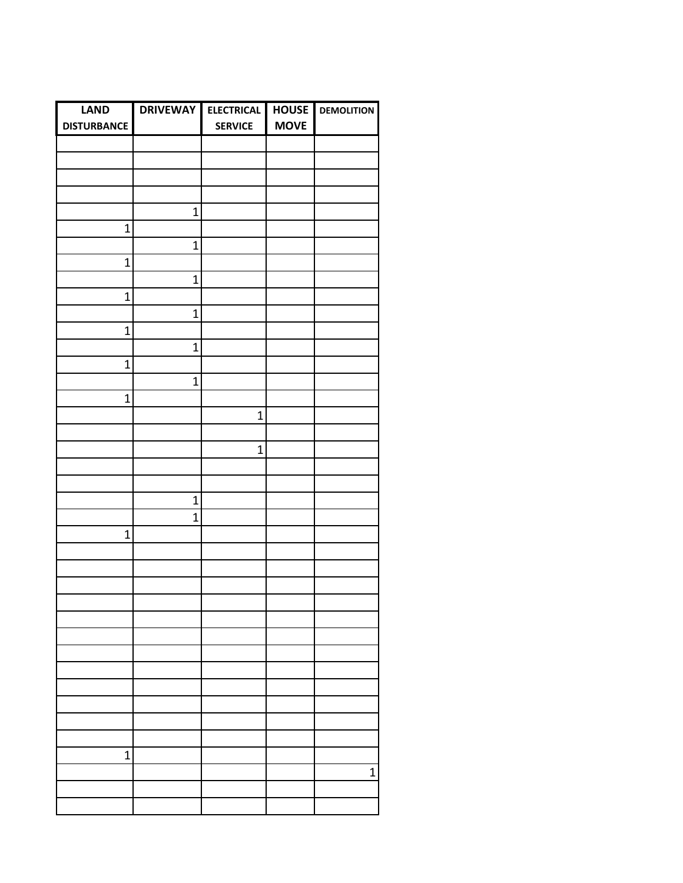| LAND DISTURBANCE | DRIVEWAY | ELECTRICAL SERVICE | HOUSE MOVE | DEMOLITION |
|---|---|---|---|---|
| | | | | |
| | | | | |
| | | | | |
| | | | | |
| | 1 | | | |
| 1 | | | | |
| | 1 | | | |
| 1 | | | | |
| | 1 | | | |
| 1 | | | | |
| | 1 | | | |
| 1 | | | | |
| | 1 | | | |
| 1 | | | | |
| | 1 | | | |
| 1 | | | | |
| | | 1 | | |
| | | | | |
| | | 1 | | |
| | | | | |
| | | | | |
| | 1 | | | |
| | 1 | | | |
| 1 | | | | |
| | | | | |
| | | | | |
| | | | | |
| | | | | |
| | | | | |
| | | | | |
| | | | | |
| | | | | |
| | | | | |
| | | | | |
| | | | | |
| | | | | |
| 1 | | | | |
| | | | | 1 |
| | | | | |
| | | | | |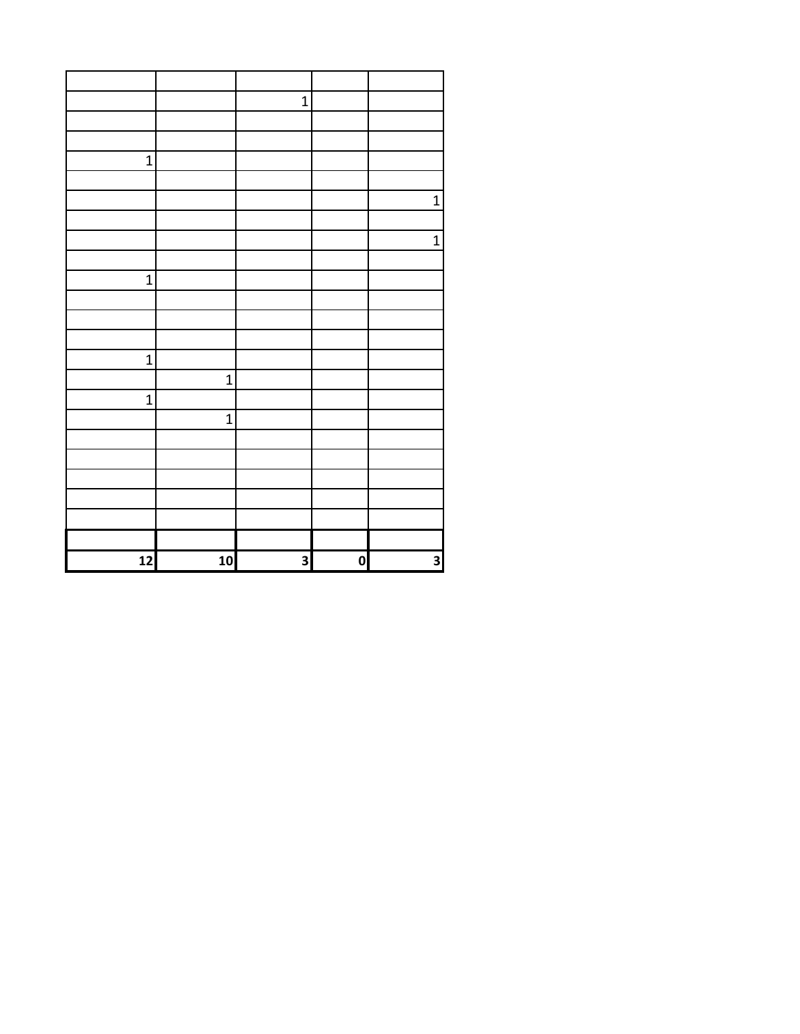| | | | | |
|---|---|---|---|---|
| | | | | |
| | | 1 | | |
| | | | | |
| | | | | |
| 1 | | | | |
| | | | | |
| | | | | 1 |
| | | | | |
| | | | | 1 |
| | | | | |
| 1 | | | | |
| | | | | |
| | | | | |
| | | | | |
| 1 | | | | |
| | 1 | | | |
| 1 | | | | |
| | 1 | | | |
| | | | | |
| | | | | |
| | | | | |
| | | | | |
| | | | | |
| | | | | |
| **12** | **10** | **3** | **0** | **3** |